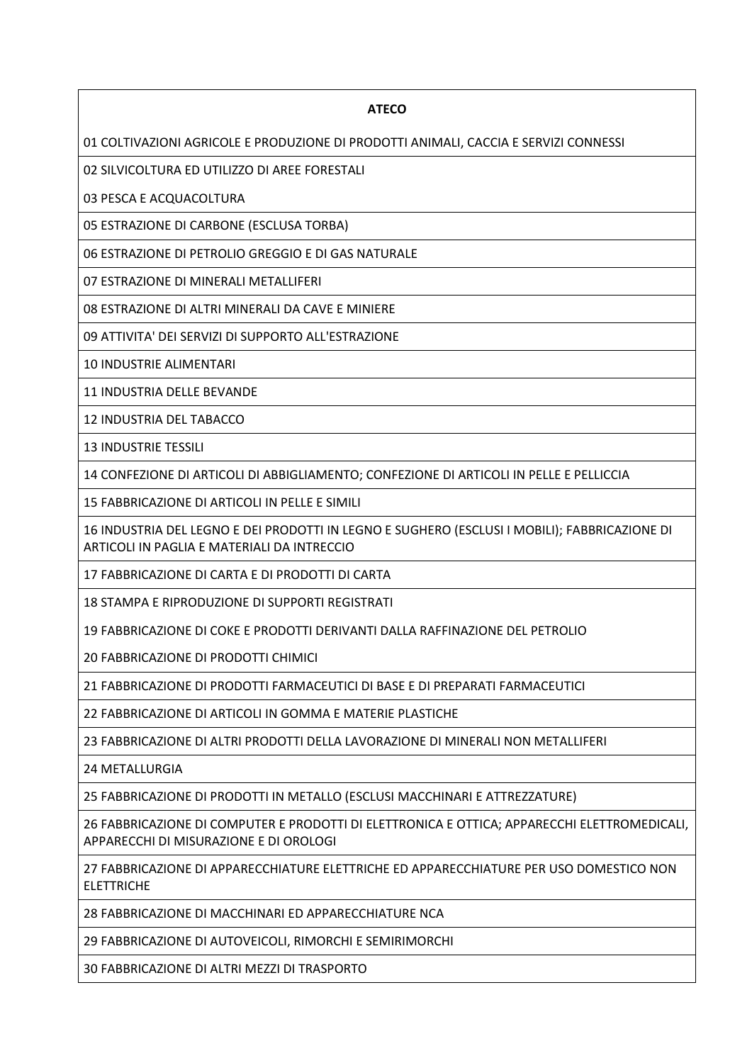| ATECO |
| --- |
| 01 COLTIVAZIONI AGRICOLE E PRODUZIONE DI PRODOTTI ANIMALI, CACCIA E SERVIZI CONNESSI |
| 02 SILVICOLTURA ED UTILIZZO DI AREE FORESTALI |
| 03 PESCA E ACQUACOLTURA |
| 05 ESTRAZIONE DI CARBONE (ESCLUSA TORBA) |
| 06 ESTRAZIONE DI PETROLIO GREGGIO E DI GAS NATURALE |
| 07 ESTRAZIONE DI MINERALI METALLIFERI |
| 08 ESTRAZIONE DI ALTRI MINERALI DA CAVE E MINIERE |
| 09 ATTIVITA' DEI SERVIZI DI SUPPORTO ALL'ESTRAZIONE |
| 10 INDUSTRIE ALIMENTARI |
| 11 INDUSTRIA DELLE BEVANDE |
| 12 INDUSTRIA DEL TABACCO |
| 13 INDUSTRIE TESSILI |
| 14 CONFEZIONE DI ARTICOLI DI ABBIGLIAMENTO; CONFEZIONE DI ARTICOLI IN PELLE E PELLICCIA |
| 15 FABBRICAZIONE DI ARTICOLI IN PELLE E SIMILI |
| 16 INDUSTRIA DEL LEGNO E DEI PRODOTTI IN LEGNO E SUGHERO (ESCLUSI I MOBILI); FABBRICAZIONE DI ARTICOLI IN PAGLIA E MATERIALI DA INTRECCIO |
| 17 FABBRICAZIONE DI CARTA E DI PRODOTTI DI CARTA |
| 18 STAMPA E RIPRODUZIONE DI SUPPORTI REGISTRATI |
| 19 FABBRICAZIONE DI COKE E PRODOTTI DERIVANTI DALLA RAFFINAZIONE DEL PETROLIO |
| 20 FABBRICAZIONE DI PRODOTTI CHIMICI |
| 21 FABBRICAZIONE DI PRODOTTI FARMACEUTICI DI BASE E DI PREPARATI FARMACEUTICI |
| 22 FABBRICAZIONE DI ARTICOLI IN GOMMA E MATERIE PLASTICHE |
| 23 FABBRICAZIONE DI ALTRI PRODOTTI DELLA LAVORAZIONE DI MINERALI NON METALLIFERI |
| 24 METALLURGIA |
| 25 FABBRICAZIONE DI PRODOTTI IN METALLO (ESCLUSI MACCHINARI E ATTREZZATURE) |
| 26 FABBRICAZIONE DI COMPUTER E PRODOTTI DI ELETTRONICA E OTTICA; APPARECCHI ELETTROMEDICALI, APPARECCHI DI MISURAZIONE E DI OROLOGI |
| 27 FABBRICAZIONE DI APPARECCHIATURE ELETTRICHE ED APPARECCHIATURE PER USO DOMESTICO NON ELETTRICHE |
| 28 FABBRICAZIONE DI MACCHINARI ED APPARECCHIATURE NCA |
| 29 FABBRICAZIONE DI AUTOVEICOLI, RIMORCHI E SEMIRIMORCHI |
| 30 FABBRICAZIONE DI ALTRI MEZZI DI TRASPORTO |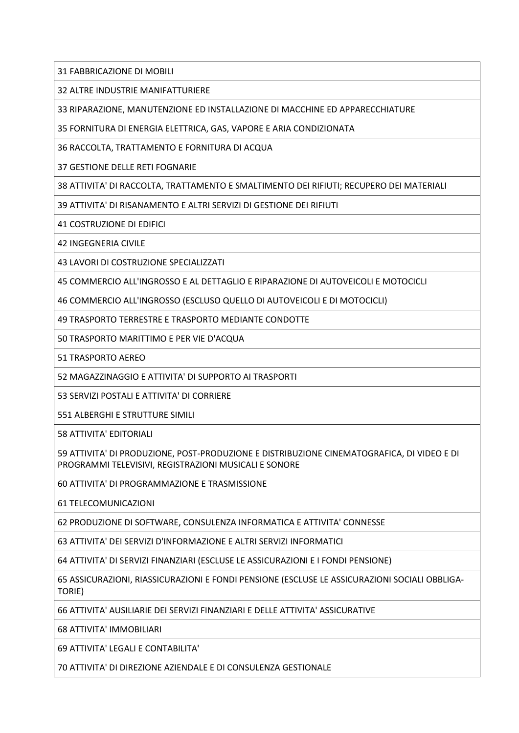| |
|---|
| 31 FABBRICAZIONE DI MOBILI |
| 32 ALTRE INDUSTRIE MANIFATTURIERE |
| 33 RIPARAZIONE, MANUTENZIONE ED INSTALLAZIONE DI MACCHINE ED APPARECCHIATURE |
| 35 FORNITURA DI ENERGIA ELETTRICA, GAS, VAPORE E ARIA CONDIZIONATA |
| 36 RACCOLTA, TRATTAMENTO E FORNITURA DI ACQUA |
| 37 GESTIONE DELLE RETI FOGNARIE |
| 38 ATTIVITA' DI RACCOLTA, TRATTAMENTO E SMALTIMENTO DEI RIFIUTI; RECUPERO DEI MATERIALI |
| 39 ATTIVITA' DI RISANAMENTO E ALTRI SERVIZI DI GESTIONE DEI RIFIUTI |
| 41 COSTRUZIONE DI EDIFICI |
| 42 INGEGNERIA CIVILE |
| 43 LAVORI DI COSTRUZIONE SPECIALIZZATI |
| 45 COMMERCIO ALL'INGROSSO E AL DETTAGLIO E RIPARAZIONE DI AUTOVEICOLI E MOTOCICLI |
| 46 COMMERCIO ALL'INGROSSO (ESCLUSO QUELLO DI AUTOVEICOLI E DI MOTOCICLI) |
| 49 TRASPORTO TERRESTRE E TRASPORTO MEDIANTE CONDOTTE |
| 50 TRASPORTO MARITTIMO E PER VIE D'ACQUA |
| 51 TRASPORTO AEREO |
| 52 MAGAZZINAGGIO E ATTIVITA' DI SUPPORTO AI TRASPORTI |
| 53 SERVIZI POSTALI E ATTIVITA' DI CORRIERE |
| 551 ALBERGHI E STRUTTURE SIMILI |
| 58 ATTIVITA' EDITORIALI |
| 59 ATTIVITA' DI PRODUZIONE, POST-PRODUZIONE E DISTRIBUZIONE CINEMATOGRAFICA, DI VIDEO E DI PROGRAMMI TELEVISIVI, REGISTRAZIONI MUSICALI E SONORE |
| 60 ATTIVITA' DI PROGRAMMAZIONE E TRASMISSIONE |
| 61 TELECOMUNICAZIONI |
| 62 PRODUZIONE DI SOFTWARE, CONSULENZA INFORMATICA E ATTIVITA' CONNESSE |
| 63 ATTIVITA' DEI SERVIZI D'INFORMAZIONE E ALTRI SERVIZI INFORMATICI |
| 64 ATTIVITA' DI SERVIZI FINANZIARI (ESCLUSE LE ASSICURAZIONI E I FONDI PENSIONE) |
| 65 ASSICURAZIONI, RIASSICURAZIONI E FONDI PENSIONE (ESCLUSE LE ASSICURAZIONI SOCIALI OBBLIGATORIE) |
| 66 ATTIVITA' AUSILIARIE DEI SERVIZI FINANZIARI E DELLE ATTIVITA' ASSICURATIVE |
| 68 ATTIVITA' IMMOBILIARI |
| 69 ATTIVITA' LEGALI E CONTABILITA' |
| 70 ATTIVITA' DI DIREZIONE AZIENDALE E DI CONSULENZA GESTIONALE |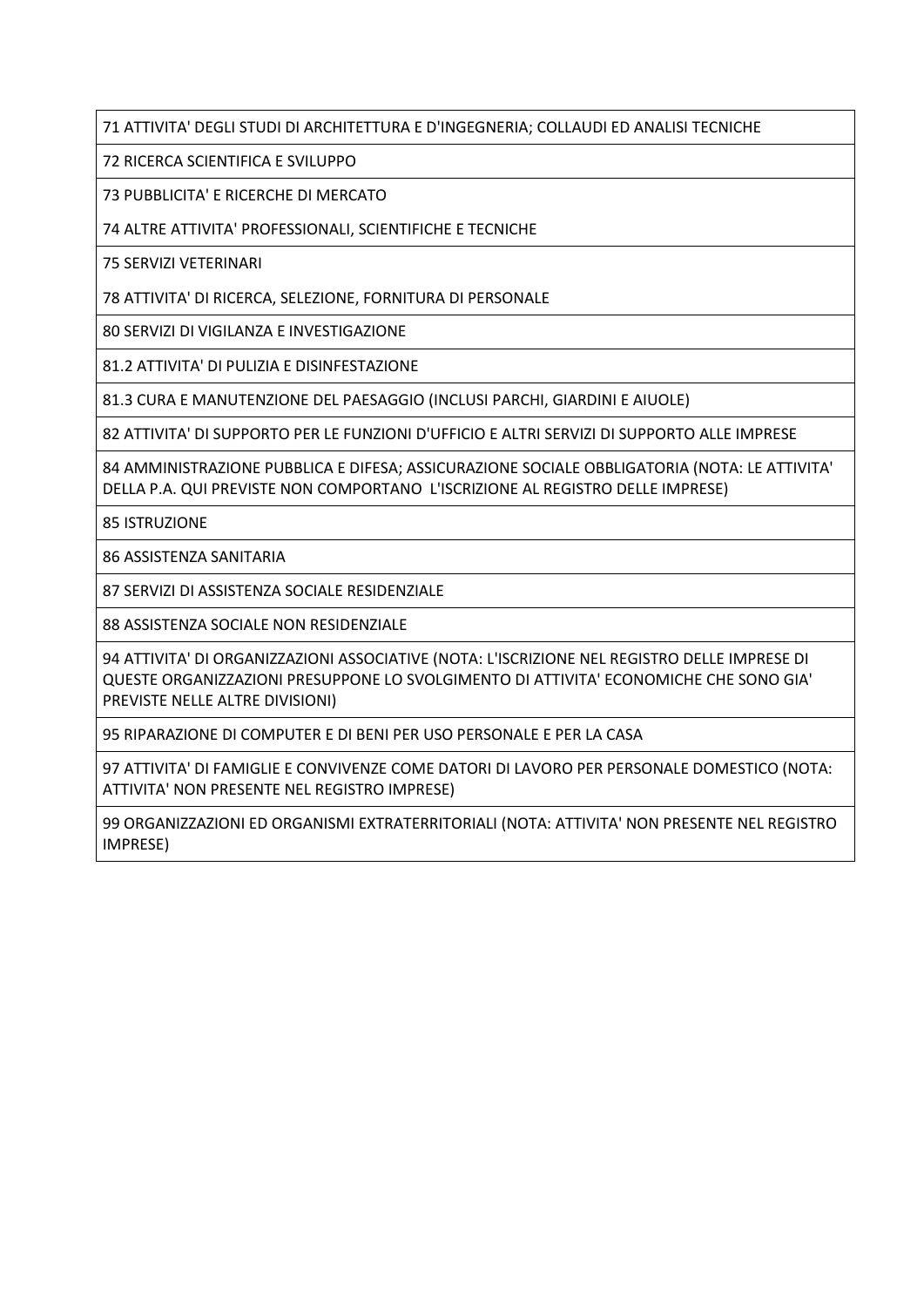| |
|---|
| 71 ATTIVITA' DEGLI STUDI DI ARCHITETTURA E D'INGEGNERIA; COLLAUDI ED ANALISI TECNICHE |
| 72 RICERCA SCIENTIFICA E SVILUPPO |
| 73 PUBBLICITA' E RICERCHE DI MERCATO |
| 74 ALTRE ATTIVITA' PROFESSIONALI, SCIENTIFICHE E TECNICHE |
| 75 SERVIZI VETERINARI |
| 78 ATTIVITA' DI RICERCA, SELEZIONE, FORNITURA DI PERSONALE |
| 80 SERVIZI DI VIGILANZA E INVESTIGAZIONE |
| 81.2 ATTIVITA' DI PULIZIA E DISINFESTAZIONE |
| 81.3 CURA E MANUTENZIONE DEL PAESAGGIO (INCLUSI PARCHI, GIARDINI E AIUOLE) |
| 82 ATTIVITA' DI SUPPORTO PER LE FUNZIONI D'UFFICIO E ALTRI SERVIZI DI SUPPORTO ALLE IMPRESE |
| 84 AMMINISTRAZIONE PUBBLICA E DIFESA; ASSICURAZIONE SOCIALE OBBLIGATORIA (NOTA: LE ATTIVITA' DELLA P.A. QUI PREVISTE NON COMPORTANO L'ISCRIZIONE AL REGISTRO DELLE IMPRESE) |
| 85 ISTRUZIONE |
| 86 ASSISTENZA SANITARIA |
| 87 SERVIZI DI ASSISTENZA SOCIALE RESIDENZIALE |
| 88 ASSISTENZA SOCIALE NON RESIDENZIALE |
| 94 ATTIVITA' DI ORGANIZZAZIONI ASSOCIATIVE (NOTA: L'ISCRIZIONE NEL REGISTRO DELLE IMPRESE DI QUESTE ORGANIZZAZIONI PRESUPPONE LO SVOLGIMENTO DI ATTIVITA' ECONOMICHE CHE SONO GIA' PREVISTE NELLE ALTRE DIVISIONI) |
| 95 RIPARAZIONE DI COMPUTER E DI BENI PER USO PERSONALE E PER LA CASA |
| 97 ATTIVITA' DI FAMIGLIE E CONVIVENZE COME DATORI DI LAVORO PER PERSONALE DOMESTICO (NOTA: ATTIVITA' NON PRESENTE NEL REGISTRO IMPRESE) |
| 99 ORGANIZZAZIONI ED ORGANISMI EXTRATERRITORIALI (NOTA: ATTIVITA' NON PRESENTE NEL REGISTRO IMPRESE) |